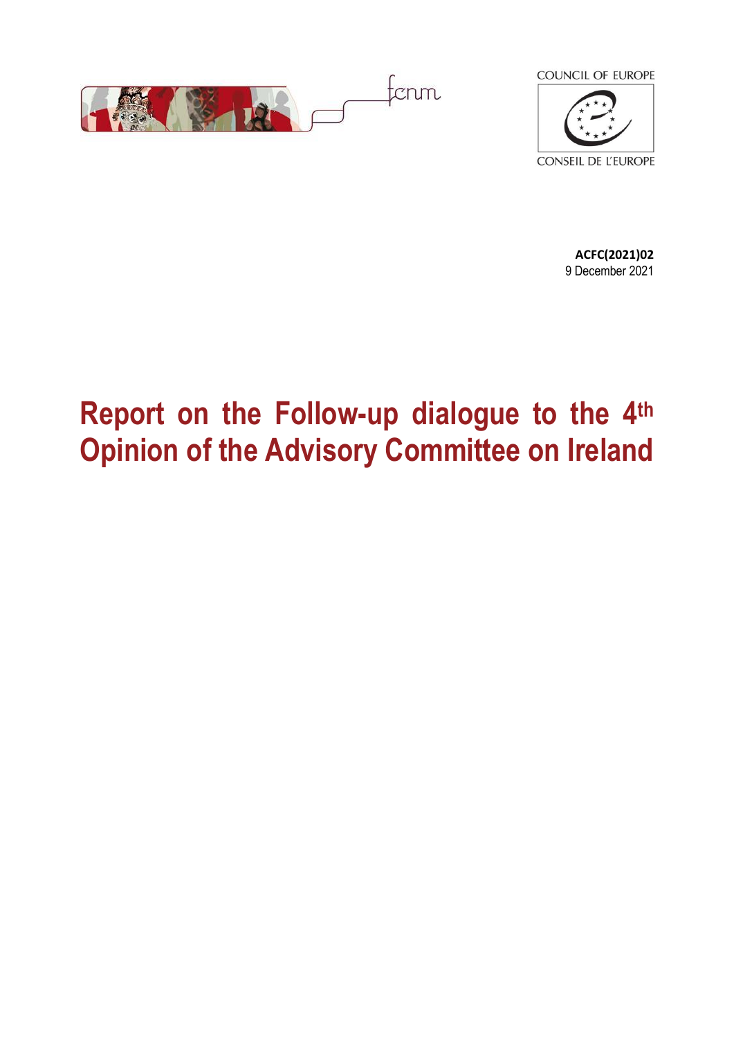fcnm

COUNCIL OF EUROPE

CONSEIL DE L'EUROPE

**ACFC(2021)02**
9 December 2021

# Report on the Follow-up dialogue to the 4th Opinion of the Advisory Committee on Ireland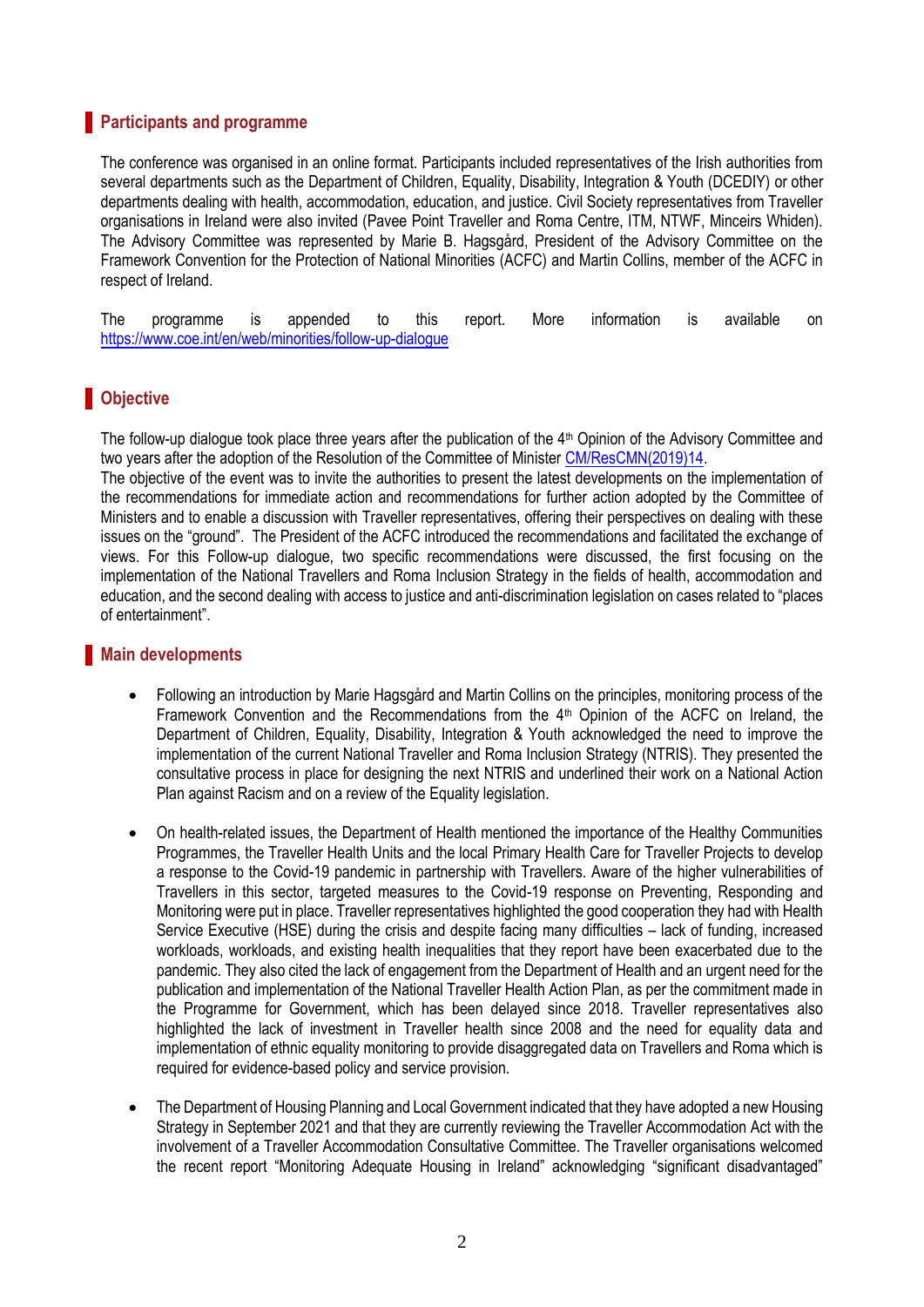## Participants and programme

The conference was organised in an online format. Participants included representatives of the Irish authorities from several departments such as the Department of Children, Equality, Disability, Integration & Youth (DCEDIY) or other departments dealing with health, accommodation, education, and justice. Civil Society representatives from Traveller organisations in Ireland were also invited (Pavee Point Traveller and Roma Centre, ITM, NTWF, Minceirs Whiden). The Advisory Committee was represented by Marie B. Hagsgård, President of the Advisory Committee on the Framework Convention for the Protection of National Minorities (ACFC) and Martin Collins, member of the ACFC in respect of Ireland.

The programme is appended to this report. More information is available on https://www.coe.int/en/web/minorities/follow-up-dialogue

## Objective

The follow-up dialogue took place three years after the publication of the 4th Opinion of the Advisory Committee and two years after the adoption of the Resolution of the Committee of Minister CM/ResCMN(2019)14.
The objective of the event was to invite the authorities to present the latest developments on the implementation of the recommendations for immediate action and recommendations for further action adopted by the Committee of Ministers and to enable a discussion with Traveller representatives, offering their perspectives on dealing with these issues on the "ground". The President of the ACFC introduced the recommendations and facilitated the exchange of views. For this Follow-up dialogue, two specific recommendations were discussed, the first focusing on the implementation of the National Travellers and Roma Inclusion Strategy in the fields of health, accommodation and education, and the second dealing with access to justice and anti-discrimination legislation on cases related to "places of entertainment".

## Main developments

- Following an introduction by Marie Hagsgård and Martin Collins on the principles, monitoring process of the Framework Convention and the Recommendations from the 4th Opinion of the ACFC on Ireland, the Department of Children, Equality, Disability, Integration & Youth acknowledged the need to improve the implementation of the current National Traveller and Roma Inclusion Strategy (NTRIS). They presented the consultative process in place for designing the next NTRIS and underlined their work on a National Action Plan against Racism and on a review of the Equality legislation.

- On health-related issues, the Department of Health mentioned the importance of the Healthy Communities Programmes, the Traveller Health Units and the local Primary Health Care for Traveller Projects to develop a response to the Covid-19 pandemic in partnership with Travellers. Aware of the higher vulnerabilities of Travellers in this sector, targeted measures to the Covid-19 response on Preventing, Responding and Monitoring were put in place. Traveller representatives highlighted the good cooperation they had with Health Service Executive (HSE) during the crisis and despite facing many difficulties – lack of funding, increased workloads, workloads, and existing health inequalities that they report have been exacerbated due to the pandemic. They also cited the lack of engagement from the Department of Health and an urgent need for the publication and implementation of the National Traveller Health Action Plan, as per the commitment made in the Programme for Government, which has been delayed since 2018. Traveller representatives also highlighted the lack of investment in Traveller health since 2008 and the need for equality data and implementation of ethnic equality monitoring to provide disaggregated data on Travellers and Roma which is required for evidence-based policy and service provision.

- The Department of Housing Planning and Local Government indicated that they have adopted a new Housing Strategy in September 2021 and that they are currently reviewing the Traveller Accommodation Act with the involvement of a Traveller Accommodation Consultative Committee. The Traveller organisations welcomed the recent report "Monitoring Adequate Housing in Ireland" acknowledging "significant disadvantaged"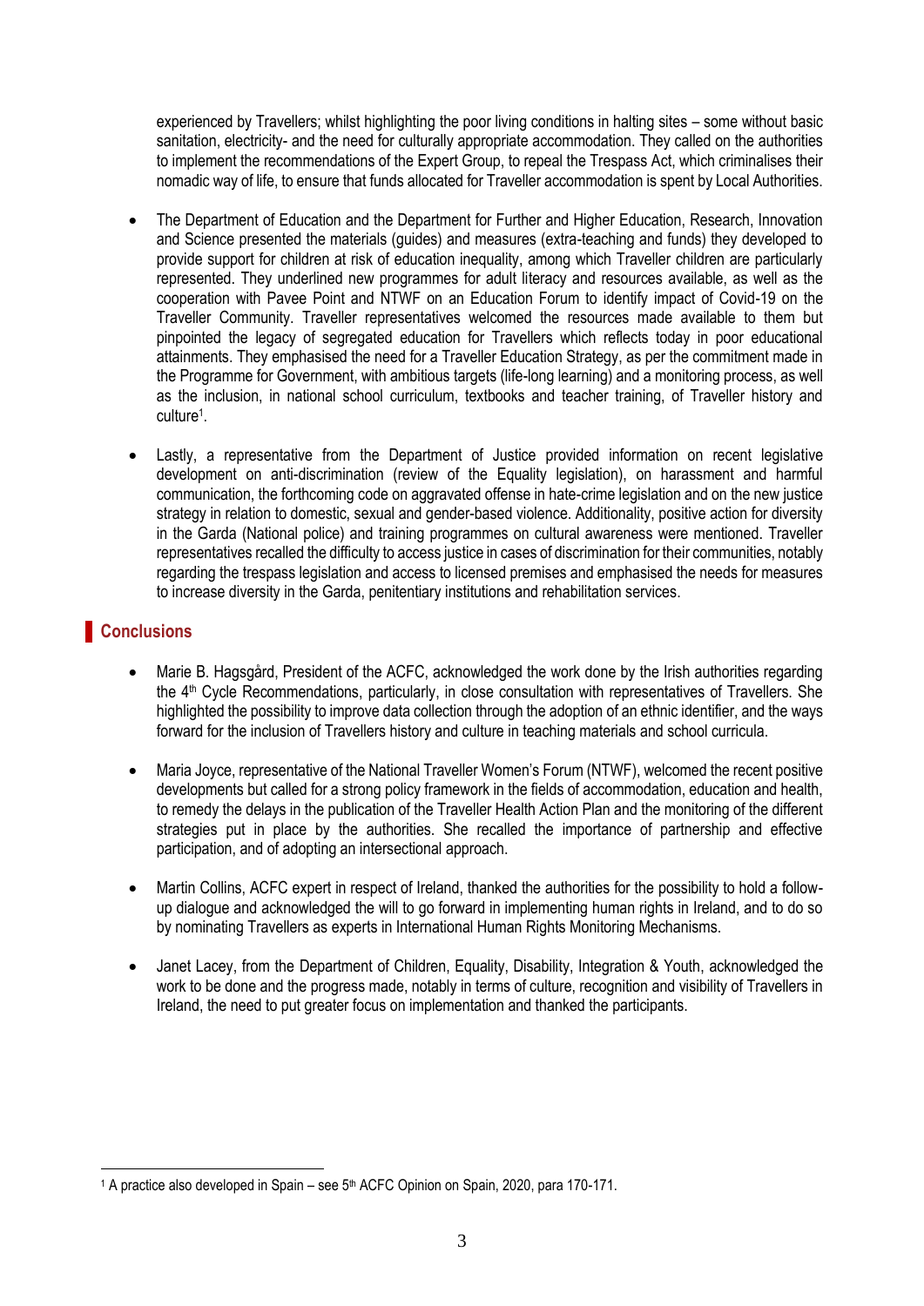experienced by Travellers; whilst highlighting the poor living conditions in halting sites – some without basic sanitation, electricity- and the need for culturally appropriate accommodation. They called on the authorities to implement the recommendations of the Expert Group, to repeal the Trespass Act, which criminalises their nomadic way of life, to ensure that funds allocated for Traveller accommodation is spent by Local Authorities.

- The Department of Education and the Department for Further and Higher Education, Research, Innovation and Science presented the materials (guides) and measures (extra-teaching and funds) they developed to provide support for children at risk of education inequality, among which Traveller children are particularly represented. They underlined new programmes for adult literacy and resources available, as well as the cooperation with Pavee Point and NTWF on an Education Forum to identify impact of Covid-19 on the Traveller Community. Traveller representatives welcomed the resources made available to them but pinpointed the legacy of segregated education for Travellers which reflects today in poor educational attainments. They emphasised the need for a Traveller Education Strategy, as per the commitment made in the Programme for Government, with ambitious targets (life-long learning) and a monitoring process, as well as the inclusion, in national school curriculum, textbooks and teacher training, of Traveller history and culture[1].

- Lastly, a representative from the Department of Justice provided information on recent legislative development on anti-discrimination (review of the Equality legislation), on harassment and harmful communication, the forthcoming code on aggravated offense in hate-crime legislation and on the new justice strategy in relation to domestic, sexual and gender-based violence. Additionality, positive action for diversity in the Garda (National police) and training programmes on cultural awareness were mentioned. Traveller representatives recalled the difficulty to access justice in cases of discrimination for their communities, notably regarding the trespass legislation and access to licensed premises and emphasised the needs for measures to increase diversity in the Garda, penitentiary institutions and rehabilitation services.

## Conclusions

- Marie B. Hagsgård, President of the ACFC, acknowledged the work done by the Irish authorities regarding the 4th Cycle Recommendations, particularly, in close consultation with representatives of Travellers. She highlighted the possibility to improve data collection through the adoption of an ethnic identifier, and the ways forward for the inclusion of Travellers history and culture in teaching materials and school curricula.

- Maria Joyce, representative of the National Traveller Women's Forum (NTWF), welcomed the recent positive developments but called for a strong policy framework in the fields of accommodation, education and health, to remedy the delays in the publication of the Traveller Health Action Plan and the monitoring of the different strategies put in place by the authorities. She recalled the importance of partnership and effective participation, and of adopting an intersectional approach.

- Martin Collins, ACFC expert in respect of Ireland, thanked the authorities for the possibility to hold a follow-up dialogue and acknowledged the will to go forward in implementing human rights in Ireland, and to do so by nominating Travellers as experts in International Human Rights Monitoring Mechanisms.

- Janet Lacey, from the Department of Children, Equality, Disability, Integration & Youth, acknowledged the work to be done and the progress made, notably in terms of culture, recognition and visibility of Travellers in Ireland, the need to put greater focus on implementation and thanked the participants.

---

[1] A practice also developed in Spain – see 5th ACFC Opinion on Spain, 2020, para 170-171.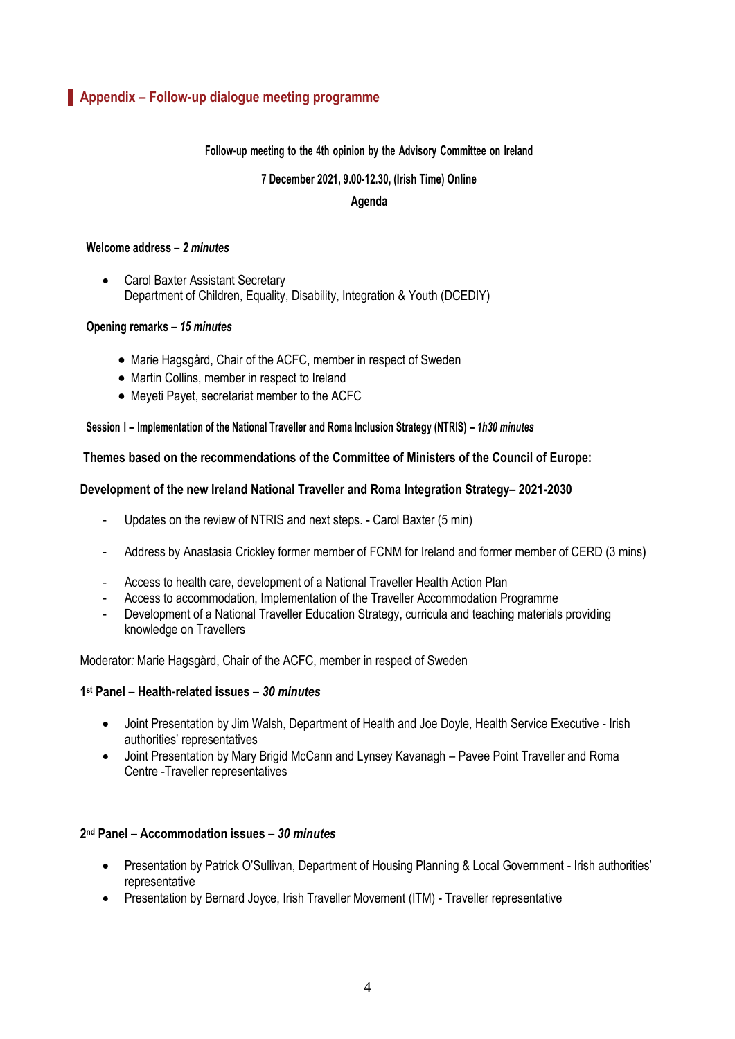## Appendix – Follow-up dialogue meeting programme

**Follow-up meeting to the 4th opinion by the Advisory Committee on Ireland**

**7 December 2021, 9.00-12.30, (Irish Time) Online**

**Agenda**

**Welcome address –** ***2 minutes***

- Carol Baxter Assistant Secretary
  Department of Children, Equality, Disability, Integration & Youth (DCEDIY)

**Opening remarks –** ***15 minutes***

- Marie Hagsgård, Chair of the ACFC, member in respect of Sweden
- Martin Collins, member in respect to Ireland
- Meyeti Payet, secretariat member to the ACFC

**Session I – Implementation of the National Traveller and Roma Inclusion Strategy (NTRIS) –** ***1h30 minutes***

**Themes based on the recommendations of the Committee of Ministers of the Council of Europe:**

**Development of the new Ireland National Traveller and Roma Integration Strategy– 2021-2030**

- Updates on the review of NTRIS and next steps. - Carol Baxter (5 min)
- Address by Anastasia Crickley former member of FCNM for Ireland and former member of CERD (3 mins**)**
- Access to health care, development of a National Traveller Health Action Plan
- Access to accommodation, Implementation of the Traveller Accommodation Programme
- Development of a National Traveller Education Strategy, curricula and teaching materials providing knowledge on Travellers

Moderator*:* Marie Hagsgård, Chair of the ACFC, member in respect of Sweden

**1st Panel – Health-related issues –** ***30 minutes***

- Joint Presentation by Jim Walsh, Department of Health and Joe Doyle, Health Service Executive - Irish authorities' representatives
- Joint Presentation by Mary Brigid McCann and Lynsey Kavanagh – Pavee Point Traveller and Roma Centre -Traveller representatives

**2nd Panel – Accommodation issues –** ***30 minutes***

- Presentation by Patrick O'Sullivan, Department of Housing Planning & Local Government - Irish authorities' representative
- Presentation by Bernard Joyce, Irish Traveller Movement (ITM) - Traveller representative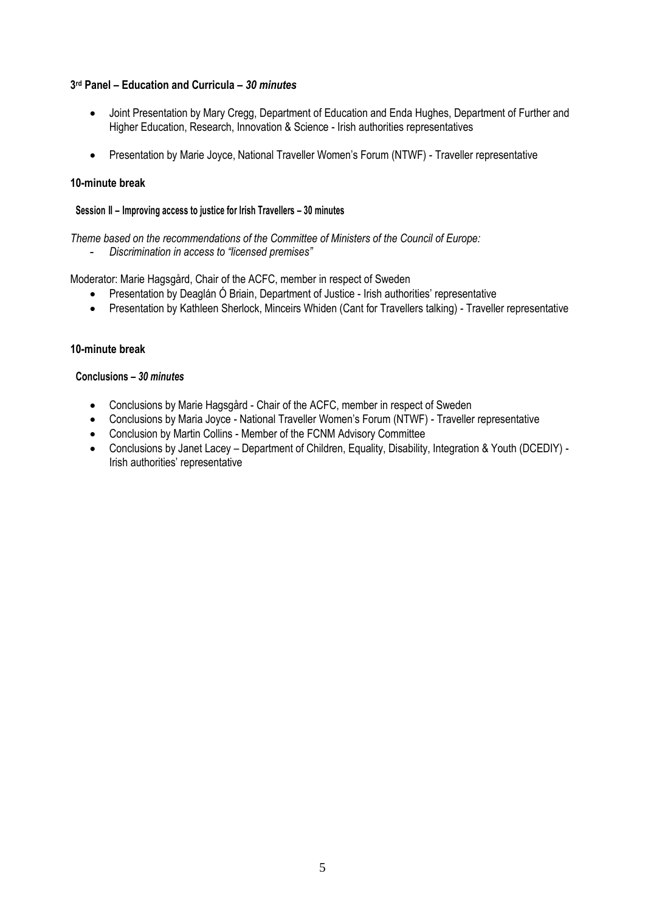**3rd Panel – Education and Curricula –** ***30 minutes***

- Joint Presentation by Mary Cregg, Department of Education and Enda Hughes, Department of Further and Higher Education, Research, Innovation & Science - Irish authorities representatives

- Presentation by Marie Joyce, National Traveller Women's Forum (NTWF) - Traveller representative

**10-minute break**

**Session II – Improving access to justice for Irish Travellers – 30 minutes**

*Theme based on the recommendations of the Committee of Ministers of the Council of Europe:*

- *Discrimination in access to "licensed premises"*

Moderator: Marie Hagsgård, Chair of the ACFC, member in respect of Sweden

- Presentation by Deaglán Ó Briain, Department of Justice - Irish authorities' representative
- Presentation by Kathleen Sherlock, Minceirs Whiden (Cant for Travellers talking) - Traveller representative

**10-minute break**

**Conclusions –** ***30 minutes***

- Conclusions by Marie Hagsgård - Chair of the ACFC, member in respect of Sweden
- Conclusions by Maria Joyce - National Traveller Women's Forum (NTWF) - Traveller representative
- Conclusion by Martin Collins - Member of the FCNM Advisory Committee
- Conclusions by Janet Lacey – Department of Children, Equality, Disability, Integration & Youth (DCEDIY) - Irish authorities' representative